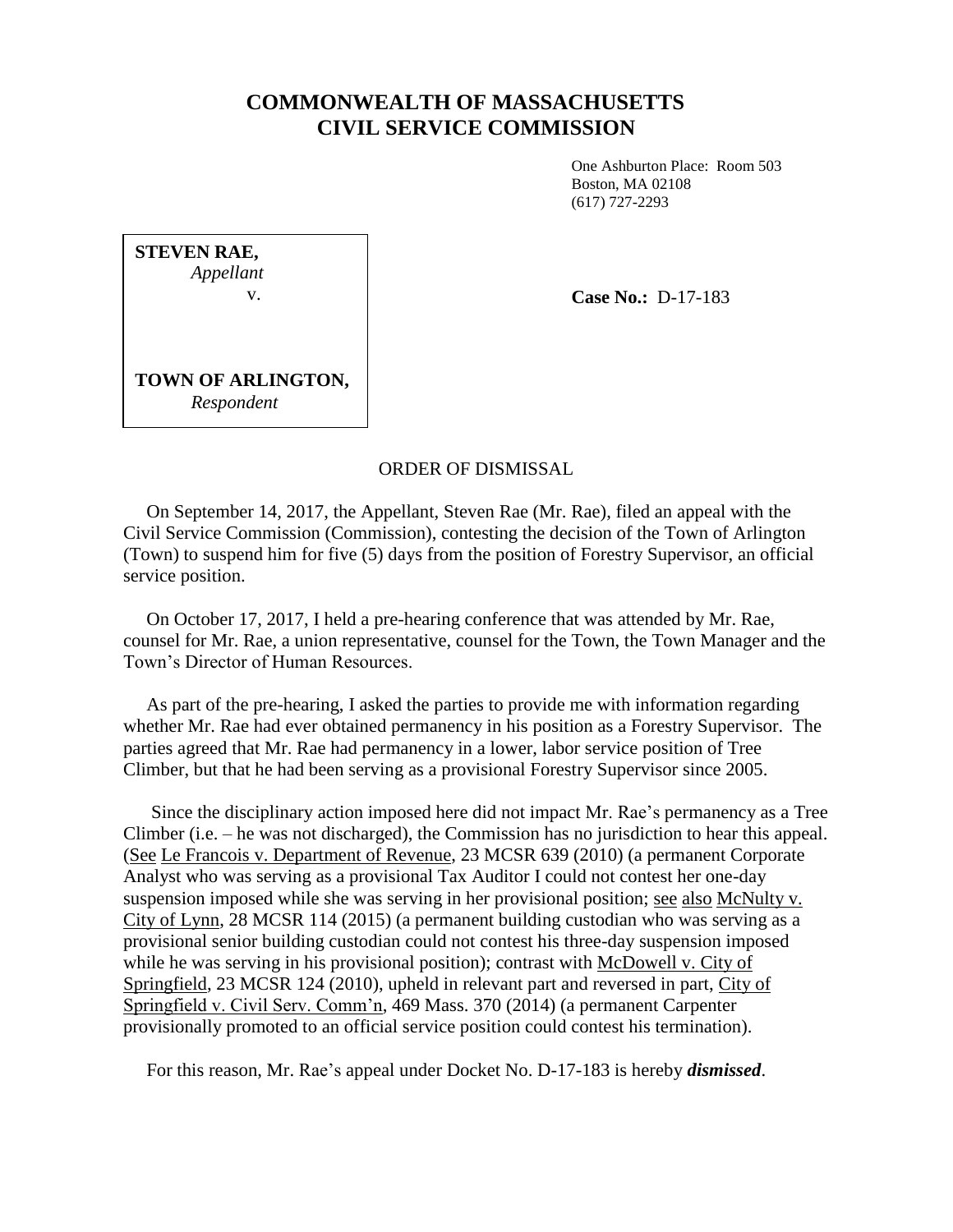# COMMONWEALTH OF MASSACHUSETTS
# CIVIL SERVICE COMMISSION

One Ashburton Place: Room 503
Boston, MA 02108
(617) 727-2293

**STEVEN RAE,**
*Appellant*
v.

**TOWN OF ARLINGTON,**
*Respondent*

**Case No.:** D-17-183

ORDER OF DISMISSAL

On September 14, 2017, the Appellant, Steven Rae (Mr. Rae), filed an appeal with the Civil Service Commission (Commission), contesting the decision of the Town of Arlington (Town) to suspend him for five (5) days from the position of Forestry Supervisor, an official service position.

On October 17, 2017, I held a pre-hearing conference that was attended by Mr. Rae, counsel for Mr. Rae, a union representative, counsel for the Town, the Town Manager and the Town's Director of Human Resources.

As part of the pre-hearing, I asked the parties to provide me with information regarding whether Mr. Rae had ever obtained permanency in his position as a Forestry Supervisor. The parties agreed that Mr. Rae had permanency in a lower, labor service position of Tree Climber, but that he had been serving as a provisional Forestry Supervisor since 2005.

Since the disciplinary action imposed here did not impact Mr. Rae's permanency as a Tree Climber (i.e. – he was not discharged), the Commission has no jurisdiction to hear this appeal. (See Le Francois v. Department of Revenue, 23 MCSR 639 (2010) (a permanent Corporate Analyst who was serving as a provisional Tax Auditor I could not contest her one-day suspension imposed while she was serving in her provisional position; see also McNulty v. City of Lynn, 28 MCSR 114 (2015) (a permanent building custodian who was serving as a provisional senior building custodian could not contest his three-day suspension imposed while he was serving in his provisional position); contrast with McDowell v. City of Springfield, 23 MCSR 124 (2010), upheld in relevant part and reversed in part, City of Springfield v. Civil Serv. Comm'n, 469 Mass. 370 (2014) (a permanent Carpenter provisionally promoted to an official service position could contest his termination).

For this reason, Mr. Rae's appeal under Docket No. D-17-183 is hereby ***dismissed***.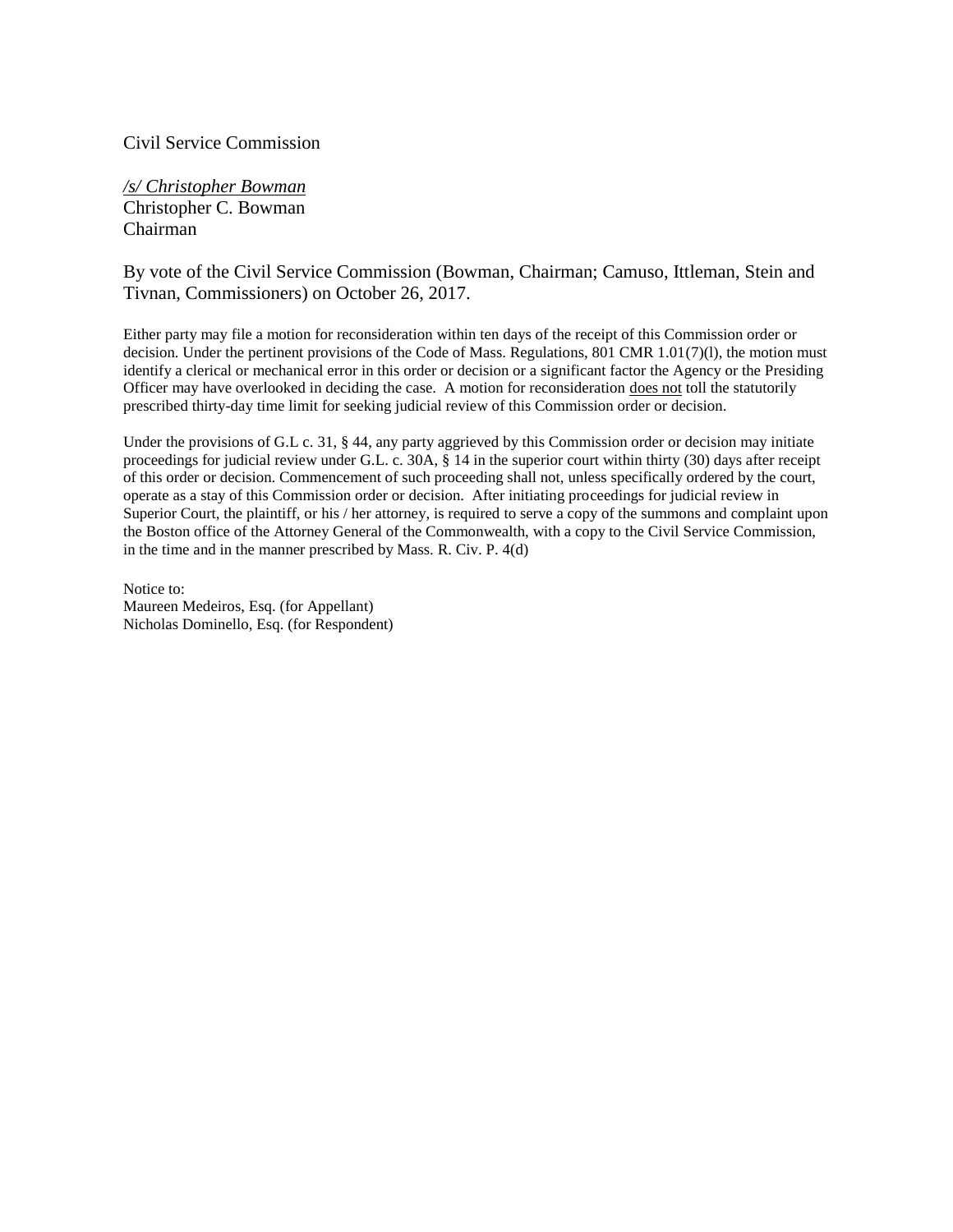Civil Service Commission

*/s/ Christopher Bowman*
Christopher C. Bowman
Chairman

By vote of the Civil Service Commission (Bowman, Chairman; Camuso, Ittleman, Stein and Tivnan, Commissioners) on October 26, 2017.

Either party may file a motion for reconsideration within ten days of the receipt of this Commission order or decision. Under the pertinent provisions of the Code of Mass. Regulations, 801 CMR 1.01(7)(l), the motion must identify a clerical or mechanical error in this order or decision or a significant factor the Agency or the Presiding Officer may have overlooked in deciding the case. A motion for reconsideration does not toll the statutorily prescribed thirty-day time limit for seeking judicial review of this Commission order or decision.

Under the provisions of G.L c. 31, § 44, any party aggrieved by this Commission order or decision may initiate proceedings for judicial review under G.L. c. 30A, § 14 in the superior court within thirty (30) days after receipt of this order or decision. Commencement of such proceeding shall not, unless specifically ordered by the court, operate as a stay of this Commission order or decision. After initiating proceedings for judicial review in Superior Court, the plaintiff, or his / her attorney, is required to serve a copy of the summons and complaint upon the Boston office of the Attorney General of the Commonwealth, with a copy to the Civil Service Commission, in the time and in the manner prescribed by Mass. R. Civ. P. 4(d)

Notice to:
Maureen Medeiros, Esq. (for Appellant)
Nicholas Dominello, Esq. (for Respondent)